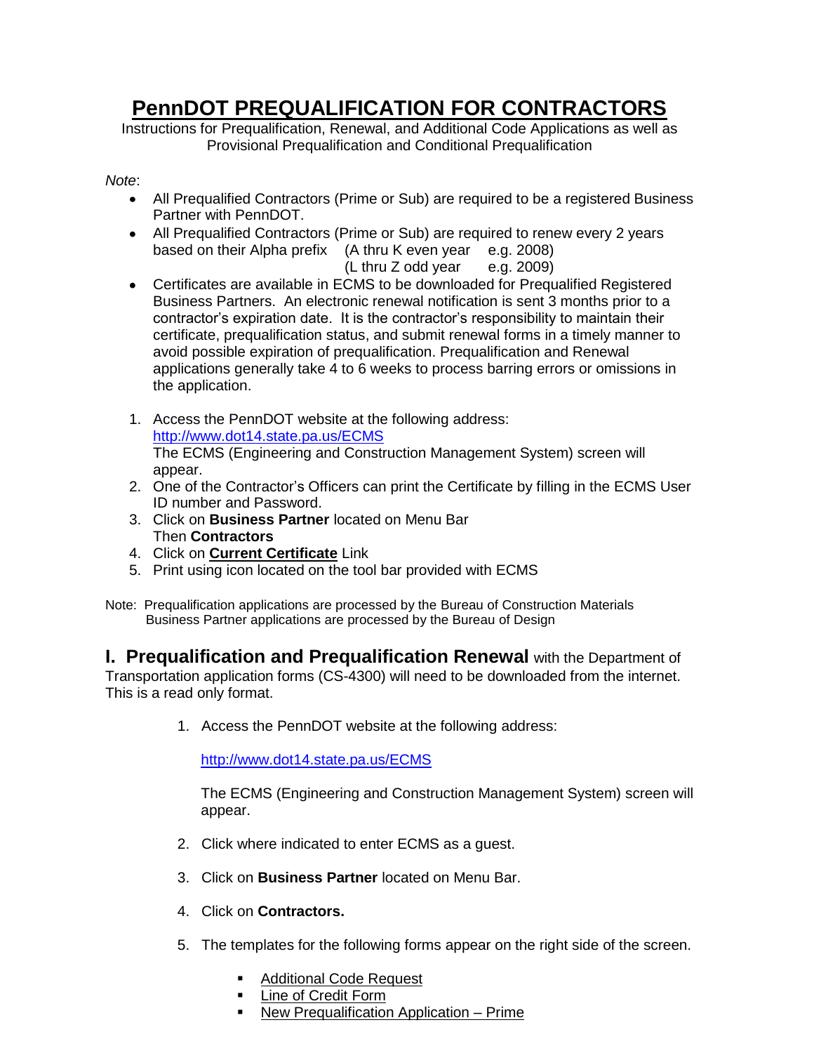# PennDOT PREQUALIFICATION FOR CONTRACTORS

Instructions for Prequalification, Renewal, and Additional Code Applications as well as Provisional Prequalification and Conditional Prequalification

*Note*:

- All Prequalified Contractors (Prime or Sub) are required to be a registered Business Partner with PennDOT.
- All Prequalified Contractors (Prime or Sub) are required to renew every 2 years based on their Alpha prefix (A thru K even year e.g. 2008)
  (L thru Z odd year e.g. 2009)
- Certificates are available in ECMS to be downloaded for Prequalified Registered Business Partners. An electronic renewal notification is sent 3 months prior to a contractor's expiration date. It is the contractor's responsibility to maintain their certificate, prequalification status, and submit renewal forms in a timely manner to avoid possible expiration of prequalification. Prequalification and Renewal applications generally take 4 to 6 weeks to process barring errors or omissions in the application.

1. Access the PennDOT website at the following address:
   http://www.dot14.state.pa.us/ECMS
   The ECMS (Engineering and Construction Management System) screen will appear.
2. One of the Contractor's Officers can print the Certificate by filling in the ECMS User ID number and Password.
3. Click on **Business Partner** located on Menu Bar
   Then **Contractors**
4. Click on **Current Certificate** Link
5. Print using icon located on the tool bar provided with ECMS

Note: Prequalification applications are processed by the Bureau of Construction Materials
Business Partner applications are processed by the Bureau of Design

## I. Prequalification and Prequalification Renewal with the Department of Transportation application forms (CS-4300) will need to be downloaded from the internet. This is a read only format.

1. Access the PennDOT website at the following address:

   http://www.dot14.state.pa.us/ECMS

   The ECMS (Engineering and Construction Management System) screen will appear.

2. Click where indicated to enter ECMS as a guest.

3. Click on **Business Partner** located on Menu Bar.

4. Click on **Contractors.**

5. The templates for the following forms appear on the right side of the screen.

   - Additional Code Request
   - Line of Credit Form
   - New Prequalification Application – Prime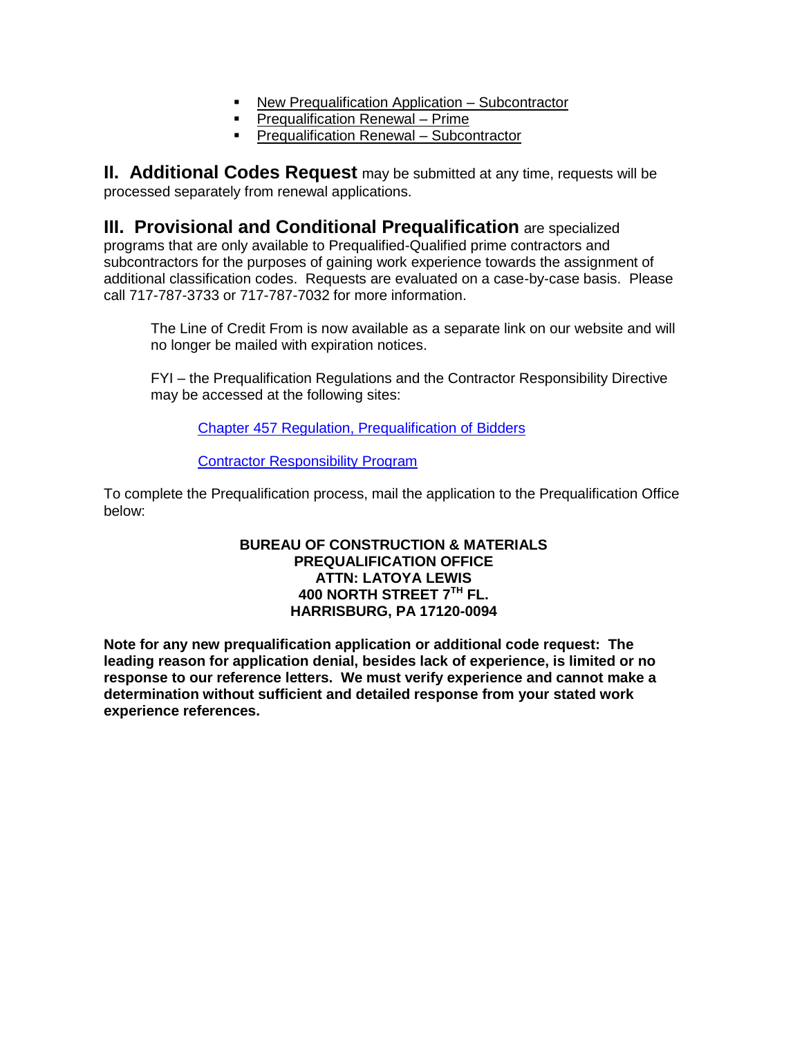- New Prequalification Application – Subcontractor
- Prequalification Renewal – Prime
- Prequalification Renewal – Subcontractor

**II. Additional Codes Request** may be submitted at any time, requests will be processed separately from renewal applications.

**III. Provisional and Conditional Prequalification** are specialized programs that are only available to Prequalified-Qualified prime contractors and subcontractors for the purposes of gaining work experience towards the assignment of additional classification codes. Requests are evaluated on a case-by-case basis. Please call 717-787-3733 or 717-787-7032 for more information.

The Line of Credit From is now available as a separate link on our website and will no longer be mailed with expiration notices.

FYI – the Prequalification Regulations and the Contractor Responsibility Directive may be accessed at the following sites:

Chapter 457 Regulation, Prequalification of Bidders

Contractor Responsibility Program

To complete the Prequalification process, mail the application to the Prequalification Office below:

**BUREAU OF CONSTRUCTION & MATERIALS**
**PREQUALIFICATION OFFICE**
**ATTN: LATOYA LEWIS**
**400 NORTH STREET 7TH FL.**
**HARRISBURG, PA 17120-0094**

**Note for any new prequalification application or additional code request: The leading reason for application denial, besides lack of experience, is limited or no response to our reference letters. We must verify experience and cannot make a determination without sufficient and detailed response from your stated work experience references.**